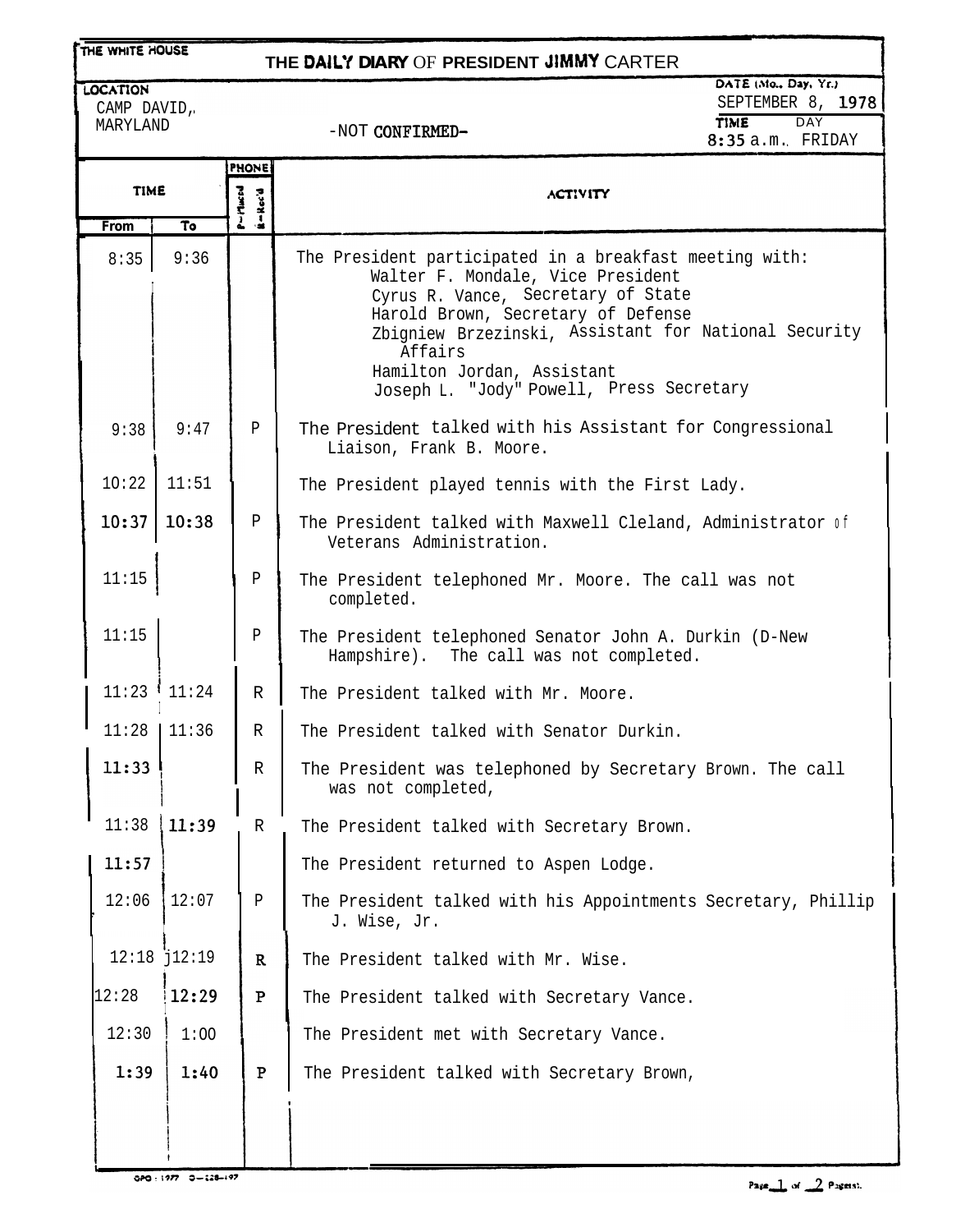THE WHITE HOUSE

# THE DAILY DIARY OF PRESIDENT JIMMY CARTER

LOCATION: CAMP DAVID, MARYLAND

-NOT CONFIRMED-

DATE (Mo., Day, Yr.): SEPTEMBER 8, 1978

TIME: 8:35 a.m. DAY: FRIDAY

| TIME From | TIME To | PHONE (P=Placed, R=Rec'd) | ACTIVITY |
|---|---|---|---|
| 8:35 | 9:36 | | The President participated in a breakfast meeting with: Walter F. Mondale, Vice President; Cyrus R. Vance, Secretary of State; Harold Brown, Secretary of Defense; Zbigniew Brzezinski, Assistant for National Security Affairs; Hamilton Jordan, Assistant; Joseph L. "Jody" Powell, Press Secretary |
| 9:38 | 9:47 | P | The President talked with his Assistant for Congressional Liaison, Frank B. Moore. |
| 10:22 | 11:51 | | The President played tennis with the First Lady. |
| 10:37 | 10:38 | P | The President talked with Maxwell Cleland, Administrator of Veterans Administration. |
| 11:15 | | P | The President telephoned Mr. Moore. The call was not completed. |
| 11:15 | | P | The President telephoned Senator John A. Durkin (D-New Hampshire). The call was not completed. |
| 11:23 | 11:24 | R | The President talked with Mr. Moore. |
| 11:28 | 11:36 | R | The President talked with Senator Durkin. |
| 11:33 | | R | The President was telephoned by Secretary Brown. The call was not completed, |
| 11:38 | 11:39 | R | The President talked with Secretary Brown. |
| 11:57 | | | The President returned to Aspen Lodge. |
| 12:06 | 12:07 | P | The President talked with his Appointments Secretary, Phillip J. Wise, Jr. |
| 12:18 | 12:19 | R | The President talked with Mr. Wise. |
| 12:28 | 12:29 | P | The President talked with Secretary Vance. |
| 12:30 | 1:00 | | The President met with Secretary Vance. |
| 1:39 | 1:40 | P | The President talked with Secretary Brown, |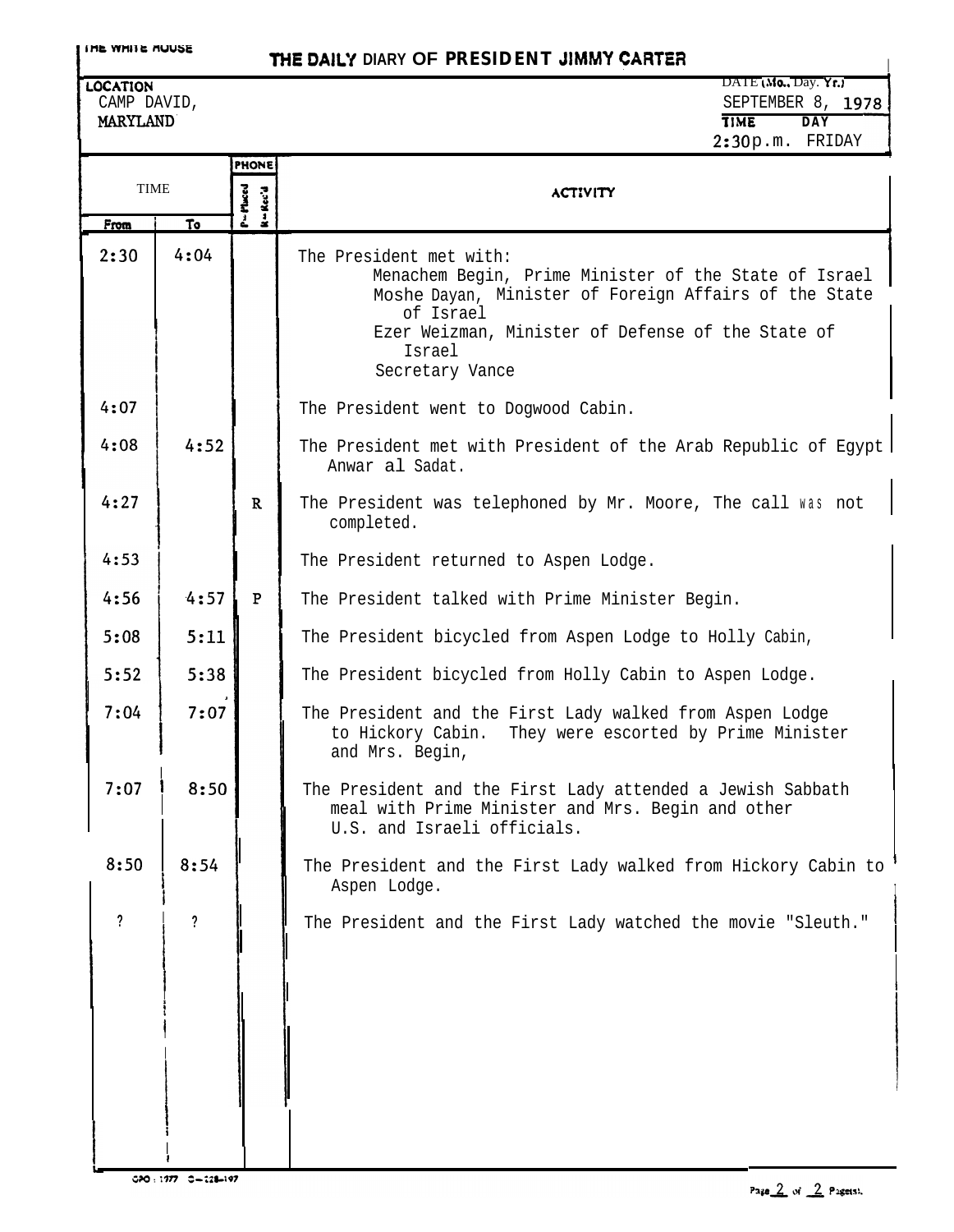THE WHITE HOUSE

# THE DAILY DIARY OF PRESIDENT JIMMY CARTER

LOCATION
CAMP DAVID,
MARYLAND

DATE (Mo., Day, Yr.)
SEPTEMBER 8, 1978

TIME | DAY
2:30p.m. | FRIDAY

| TIME From | TIME To | PHONE P=Placed R=Rec'd | ACTIVITY |
|---|---|---|---|
| 2:30 | 4:04 | | The President met with: Menachem Begin, Prime Minister of the State of Israel; Moshe Dayan, Minister of Foreign Affairs of the State of Israel; Ezer Weizman, Minister of Defense of the State of Israel; Secretary Vance |
| 4:07 | | | The President went to Dogwood Cabin. |
| 4:08 | 4:52 | | The President met with President of the Arab Republic of Egypt Anwar al Sadat. |
| 4:27 | | R | The President was telephoned by Mr. Moore, The call was not completed. |
| 4:53 | | | The President returned to Aspen Lodge. |
| 4:56 | 4:57 | P | The President talked with Prime Minister Begin. |
| 5:08 | 5:11 | | The President bicycled from Aspen Lodge to Holly Cabin, |
| 5:52 | 5:38 | | The President bicycled from Holly Cabin to Aspen Lodge. |
| 7:04 | 7:07 | | The President and the First Lady walked from Aspen Lodge to Hickory Cabin. They were escorted by Prime Minister and Mrs. Begin, |
| 7:07 | 8:50 | | The President and the First Lady attended a Jewish Sabbath meal with Prime Minister and Mrs. Begin and other U.S. and Israeli officials. |
| 8:50 | 8:54 | | The President and the First Lady walked from Hickory Cabin to Aspen Lodge. |
| ? | ? | | The President and the First Lady watched the movie "Sleuth." |

GPO : 1977 O-228-197